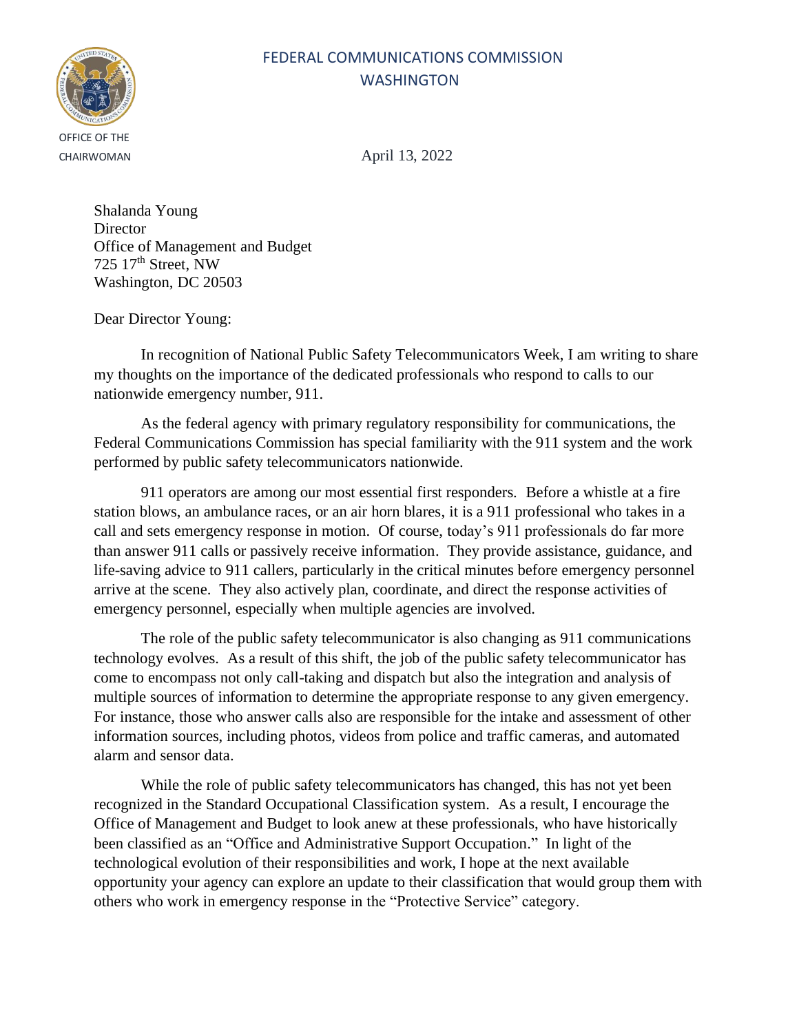FEDERAL COMMUNICATIONS COMMISSION
WASHINGTON

OFFICE OF THE
CHAIRWOMAN

April 13, 2022

Shalanda Young
Director
Office of Management and Budget
725 17th Street, NW
Washington, DC 20503

Dear Director Young:

In recognition of National Public Safety Telecommunicators Week, I am writing to share my thoughts on the importance of the dedicated professionals who respond to calls to our nationwide emergency number, 911.

As the federal agency with primary regulatory responsibility for communications, the Federal Communications Commission has special familiarity with the 911 system and the work performed by public safety telecommunicators nationwide.

911 operators are among our most essential first responders. Before a whistle at a fire station blows, an ambulance races, or an air horn blares, it is a 911 professional who takes in a call and sets emergency response in motion. Of course, today's 911 professionals do far more than answer 911 calls or passively receive information. They provide assistance, guidance, and life-saving advice to 911 callers, particularly in the critical minutes before emergency personnel arrive at the scene. They also actively plan, coordinate, and direct the response activities of emergency personnel, especially when multiple agencies are involved.

The role of the public safety telecommunicator is also changing as 911 communications technology evolves. As a result of this shift, the job of the public safety telecommunicator has come to encompass not only call-taking and dispatch but also the integration and analysis of multiple sources of information to determine the appropriate response to any given emergency. For instance, those who answer calls also are responsible for the intake and assessment of other information sources, including photos, videos from police and traffic cameras, and automated alarm and sensor data.

While the role of public safety telecommunicators has changed, this has not yet been recognized in the Standard Occupational Classification system. As a result, I encourage the Office of Management and Budget to look anew at these professionals, who have historically been classified as an "Office and Administrative Support Occupation." In light of the technological evolution of their responsibilities and work, I hope at the next available opportunity your agency can explore an update to their classification that would group them with others who work in emergency response in the "Protective Service" category.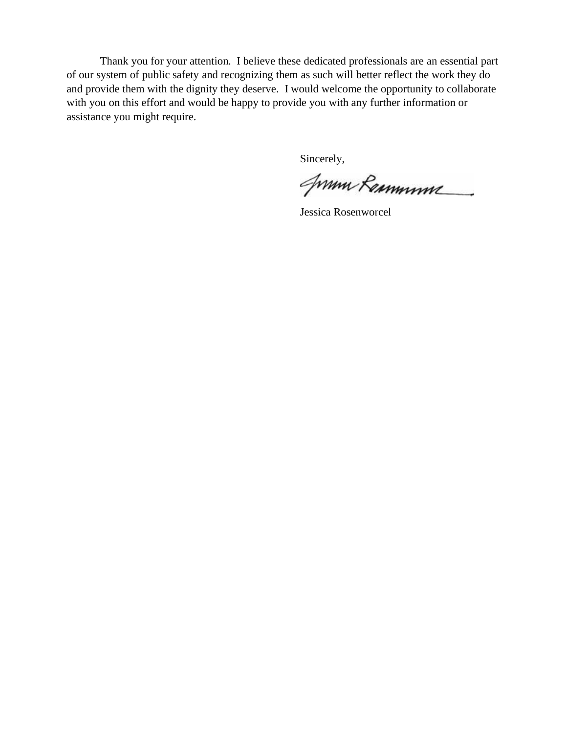Thank you for your attention. I believe these dedicated professionals are an essential part of our system of public safety and recognizing them as such will better reflect the work they do and provide them with the dignity they deserve. I would welcome the opportunity to collaborate with you on this effort and would be happy to provide you with any further information or assistance you might require.

Sincerely,

Jessica Rosenworcel